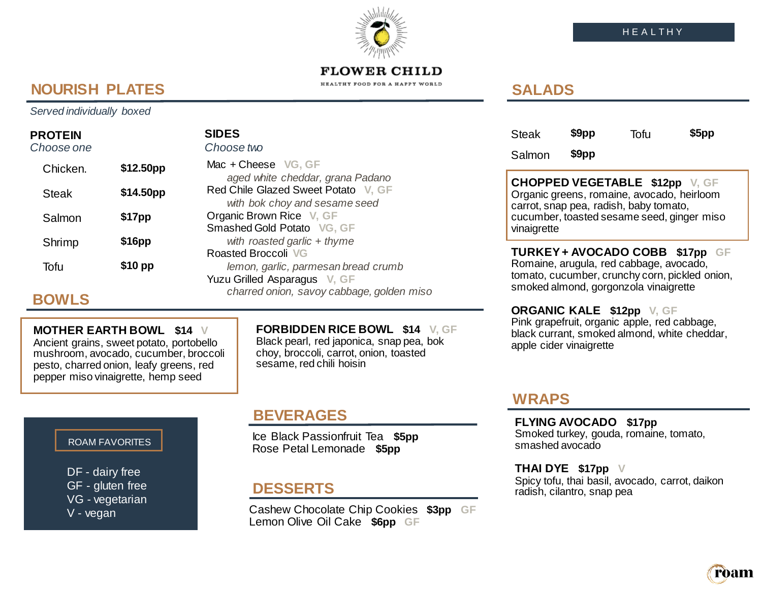HEALTHY

# FLOWER CHILD

HEALTHY FOOD FOR A HAPPY WORLD

## NOURISH PLATES

*Served individually boxed*

### PROTEIN
*Choose one*

| | |
|---|---|
| Chicken. | **$12.50pp** |
| Steak | **$14.50pp** |
| Salmon | **$17pp** |
| Shrimp | **$16pp** |
| Tofu | **$10 pp** |

### SIDES
*Choose two*

Mac + Cheese VG, GF
*aged white cheddar, grana Padano*

Red Chile Glazed Sweet Potato V, GF
*with bok choy and sesame seed*

Organic Brown Rice V, GF

Smashed Gold Potato VG, GF
*with roasted garlic + thyme*

Roasted Broccoli VG
*lemon, garlic, parmesan bread crumb*

Yuzu Grilled Asparagus V, GF
*charred onion, savoy cabbage, golden miso*

## BOWLS

**MOTHER EARTH BOWL** **$14** V
Ancient grains, sweet potato, portobello mushroom, avocado, cucumber, broccoli pesto, charred onion, leafy greens, red pepper miso vinaigrette, hemp seed

**FORBIDDEN RICE BOWL** **$14** V, GF
Black pearl, red japonica, snap pea, bok choy, broccoli, carrot, onion, toasted sesame, red chili hoisin

ROAM FAVORITES

- DF - dairy free
- GF - gluten free
- VG - vegetarian
- V - vegan

## BEVERAGES

Ice Black Passionfruit Tea **$5pp**
Rose Petal Lemonade **$5pp**

## DESSERTS

Cashew Chocolate Chip Cookies **$3pp** GF
Lemon Olive Oil Cake **$6pp** GF

## SALADS

| | | | |
|---|---|---|---|
| Steak | **$9pp** | Tofu | **$5pp** |
| Salmon | **$9pp** | | |

**CHOPPED VEGETABLE** **$12pp** V, GF
Organic greens, romaine, avocado, heirloom carrot, snap pea, radish, baby tomato, cucumber, toasted sesame seed, ginger miso vinaigrette

**TURKEY + AVOCADO COBB** **$17pp** GF
Romaine, arugula, red cabbage, avocado, tomato, cucumber, crunchy corn, pickled onion, smoked almond, gorgonzola vinaigrette

**ORGANIC KALE** **$12pp** V, GF
Pink grapefruit, organic apple, red cabbage, black currant, smoked almond, white cheddar, apple cider vinaigrette

## WRAPS

**FLYING AVOCADO** **$17pp**
Smoked turkey, gouda, romaine, tomato, smashed avocado

**THAI DYE** **$17pp** V
Spicy tofu, thai basil, avocado, carrot, daikon radish, cilantro, snap pea

roam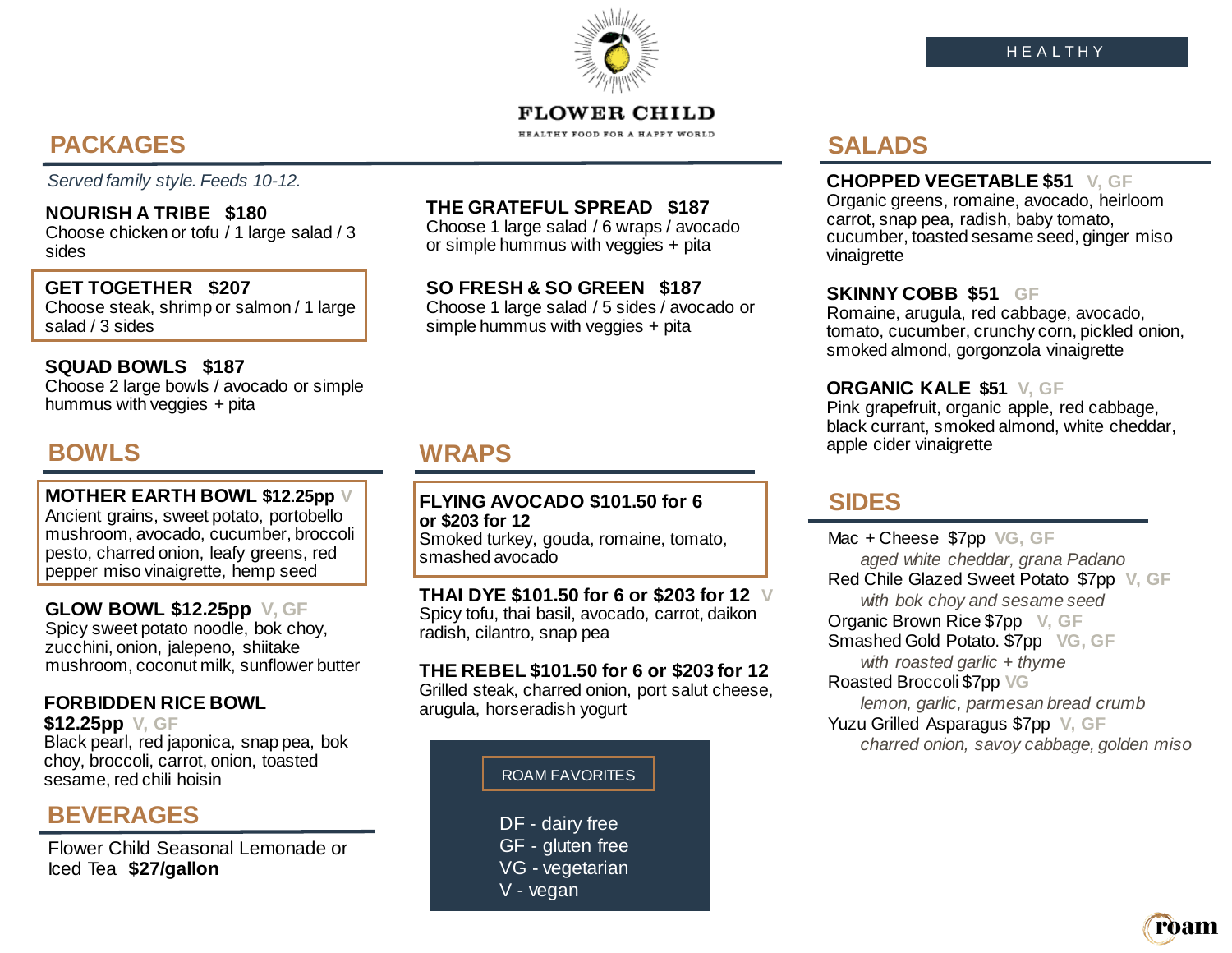HEALTHY

# FLOWER CHILD

HEALTHY FOOD FOR A HAPPY WORLD

## PACKAGES

*Served family style. Feeds 10-12.*

**NOURISH A TRIBE $180**
Choose chicken or tofu / 1 large salad / 3 sides

**GET TOGETHER $207**
Choose steak, shrimp or salmon / 1 large salad / 3 sides

**SQUAD BOWLS $187**
Choose 2 large bowls / avocado or simple hummus with veggies + pita

**THE GRATEFUL SPREAD $187**
Choose 1 large salad / 6 wraps / avocado or simple hummus with veggies + pita

**SO FRESH & SO GREEN $187**
Choose 1 large salad / 5 sides / avocado or simple hummus with veggies + pita

## BOWLS

**MOTHER EARTH BOWL $12.25pp** V
Ancient grains, sweet potato, portobello mushroom, avocado, cucumber, broccoli pesto, charred onion, leafy greens, red pepper miso vinaigrette, hemp seed

**GLOW BOWL $12.25pp** V, GF
Spicy sweet potato noodle, bok choy, zucchini, onion, jalepeno, shiitake mushroom, coconut milk, sunflower butter

**FORBIDDEN RICE BOWL $12.25pp** V, GF
Black pearl, red japonica, snap pea, bok choy, broccoli, carrot, onion, toasted sesame, red chili hoisin

## BEVERAGES

Flower Child Seasonal Lemonade or Iced Tea **$27/gallon**

## WRAPS

**FLYING AVOCADO $101.50 for 6 or $203 for 12**
Smoked turkey, gouda, romaine, tomato, smashed avocado

**THAI DYE $101.50 for 6 or $203 for 12** V
Spicy tofu, thai basil, avocado, carrot, daikon radish, cilantro, snap pea

**THE REBEL $101.50 for 6 or $203 for 12**
Grilled steak, charred onion, port salut cheese, arugula, horseradish yogurt

ROAM FAVORITES

DF - dairy free
GF - gluten free
VG - vegetarian
V - vegan

## SALADS

**CHOPPED VEGETABLE $51** V, GF
Organic greens, romaine, avocado, heirloom carrot, snap pea, radish, baby tomato, cucumber, toasted sesame seed, ginger miso vinaigrette

**SKINNY COBB $51** GF
Romaine, arugula, red cabbage, avocado, tomato, cucumber, crunchy corn, pickled onion, smoked almond, gorgonzola vinaigrette

**ORGANIC KALE $51** V, GF
Pink grapefruit, organic apple, red cabbage, black currant, smoked almond, white cheddar, apple cider vinaigrette

## SIDES

Mac + Cheese $7pp VG, GF
*aged white cheddar, grana Padano*

Red Chile Glazed Sweet Potato $7pp V, GF
*with bok choy and sesame seed*

Organic Brown Rice $7pp V, GF

Smashed Gold Potato. $7pp VG, GF
*with roasted garlic + thyme*

Roasted Broccoli $7pp VG
*lemon, garlic, parmesan bread crumb*

Yuzu Grilled Asparagus $7pp V, GF
*charred onion, savoy cabbage, golden miso*

roam